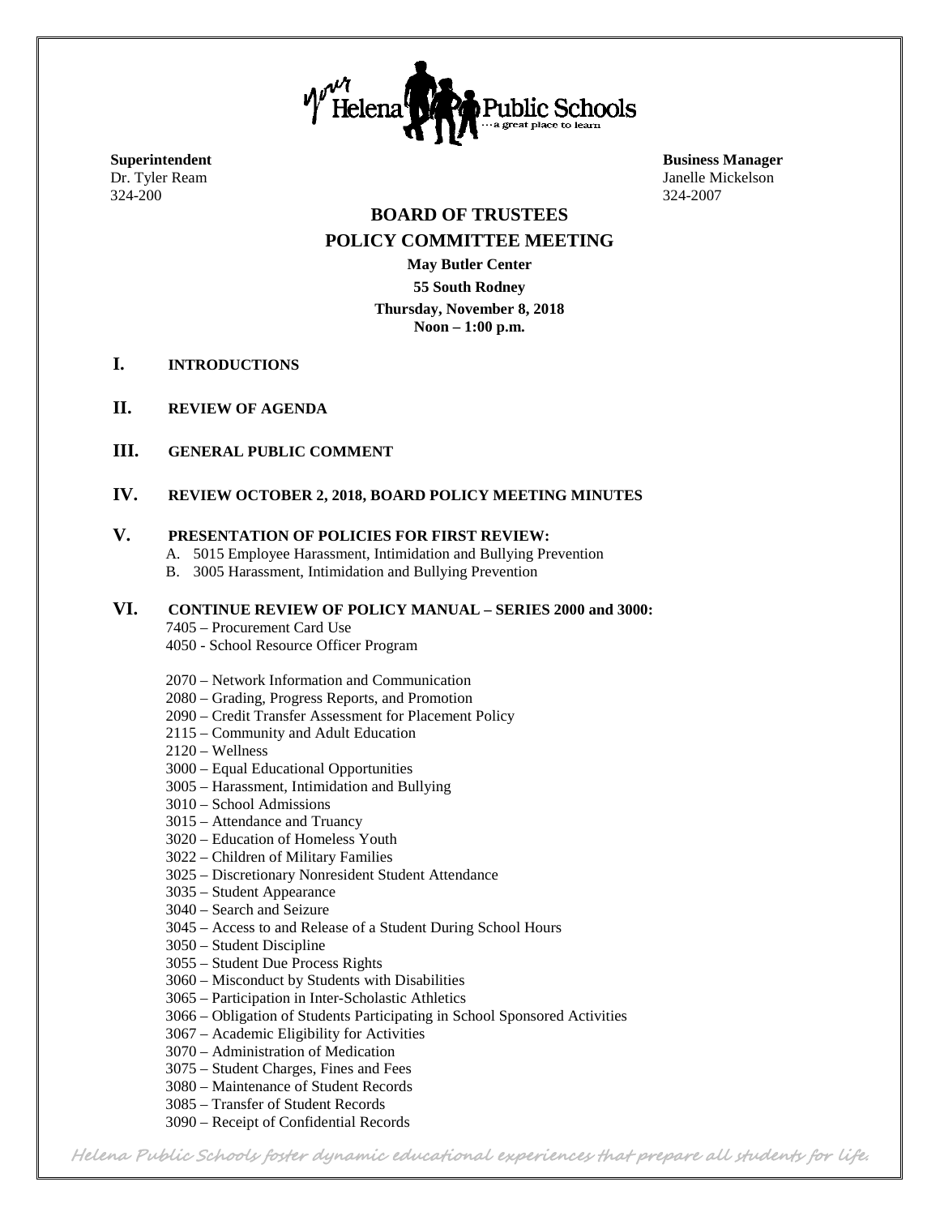Your Helena Public Schools ...a great place to learn

**Superintendent**
Dr. Tyler Ream
324-200

**Business Manager**
Janelle Mickelson
324-2007

# BOARD OF TRUSTEES

## POLICY COMMITTEE MEETING

**May Butler Center**

**55 South Rodney**

**Thursday, November 8, 2018**
**Noon – 1:00 p.m.**

## I. INTRODUCTIONS

## II. REVIEW OF AGENDA

## III. GENERAL PUBLIC COMMENT

## IV. REVIEW OCTOBER 2, 2018, BOARD POLICY MEETING MINUTES

## V. PRESENTATION OF POLICIES FOR FIRST REVIEW:

A. 5015 Employee Harassment, Intimidation and Bullying Prevention
B. 3005 Harassment, Intimidation and Bullying Prevention

## VI. CONTINUE REVIEW OF POLICY MANUAL – SERIES 2000 and 3000:

7405 – Procurement Card Use
4050 - School Resource Officer Program

2070 – Network Information and Communication
2080 – Grading, Progress Reports, and Promotion
2090 – Credit Transfer Assessment for Placement Policy
2115 – Community and Adult Education
2120 – Wellness
3000 – Equal Educational Opportunities
3005 – Harassment, Intimidation and Bullying
3010 – School Admissions
3015 – Attendance and Truancy
3020 – Education of Homeless Youth
3022 – Children of Military Families
3025 – Discretionary Nonresident Student Attendance
3035 – Student Appearance
3040 – Search and Seizure
3045 – Access to and Release of a Student During School Hours
3050 – Student Discipline
3055 – Student Due Process Rights
3060 – Misconduct by Students with Disabilities
3065 – Participation in Inter-Scholastic Athletics
3066 – Obligation of Students Participating in School Sponsored Activities
3067 – Academic Eligibility for Activities
3070 – Administration of Medication
3075 – Student Charges, Fines and Fees
3080 – Maintenance of Student Records
3085 – Transfer of Student Records
3090 – Receipt of Confidential Records

*Helena Public Schools foster dynamic educational experiences that prepare all students for life.*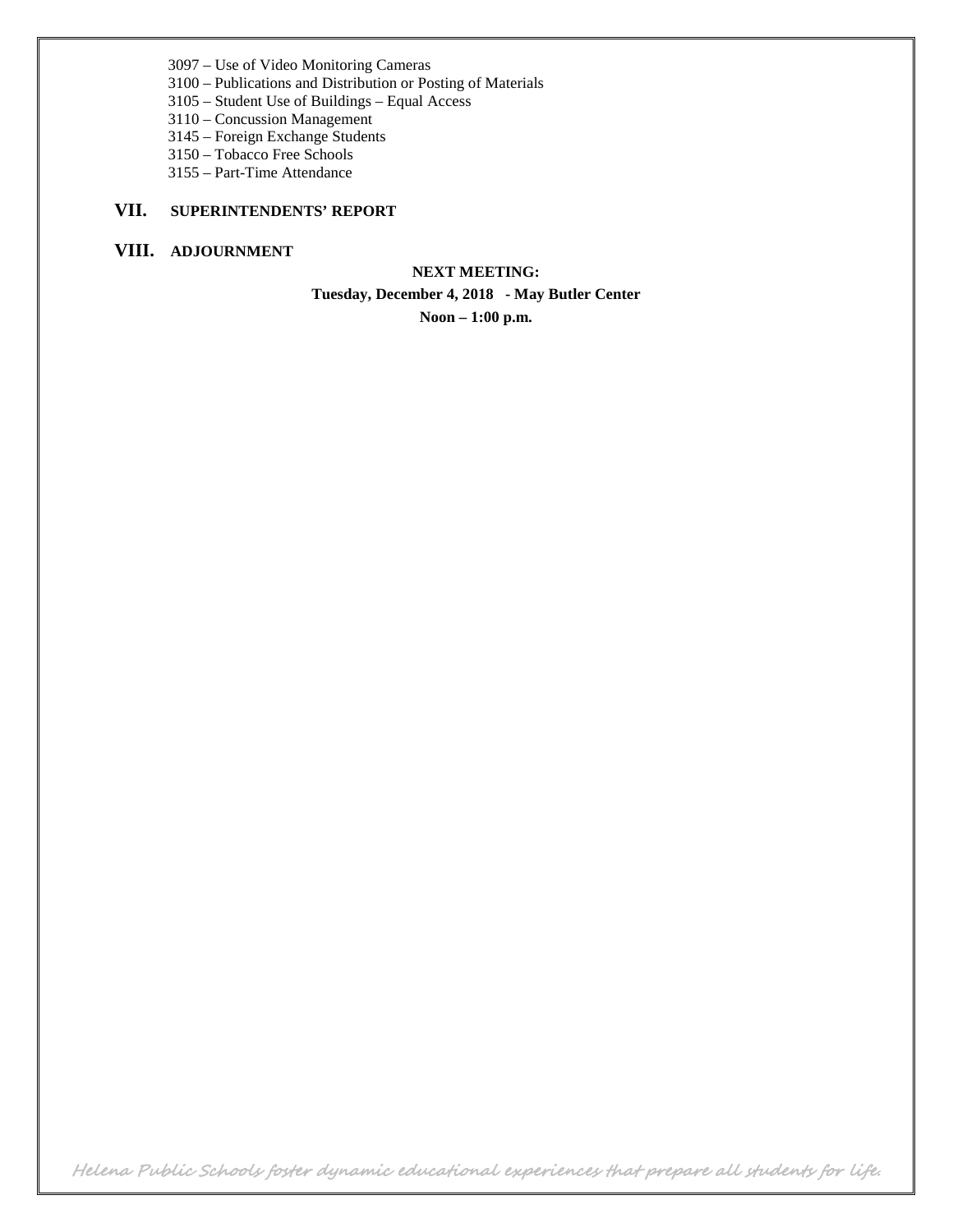- 3097 – Use of Video Monitoring Cameras
- 3100 – Publications and Distribution or Posting of Materials
- 3105 – Student Use of Buildings – Equal Access
- 3110 – Concussion Management
- 3145 – Foreign Exchange Students
- 3150 – Tobacco Free Schools
- 3155 – Part-Time Attendance

## VII. SUPERINTENDENTS' REPORT

## VIII. ADJOURNMENT

**NEXT MEETING:**

**Tuesday, December 4, 2018 - May Butler Center**

**Noon – 1:00 p.m.**

*Helena Public Schools foster dynamic educational experiences that prepare all students for life.*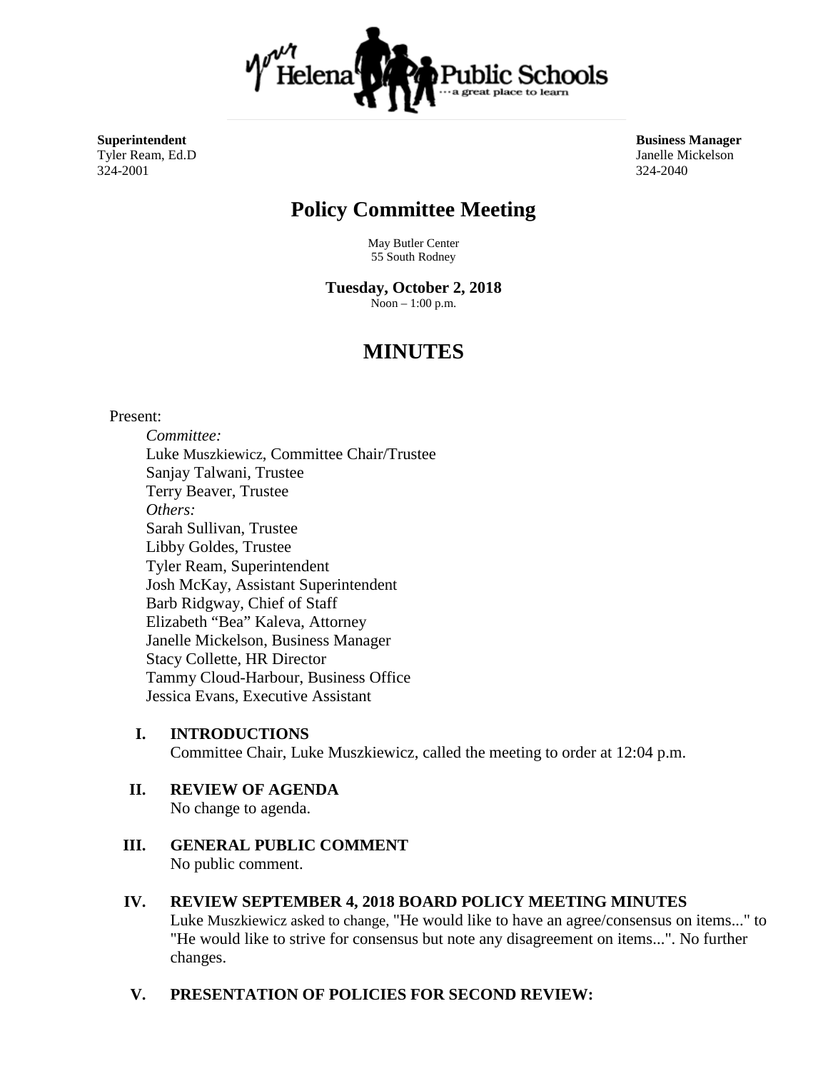**Superintendent**
Tyler Ream, Ed.D
324-2001

**Business Manager**
Janelle Mickelson
324-2040

# Policy Committee Meeting

May Butler Center
55 South Rodney

**Tuesday, October 2, 2018**
Noon – 1:00 p.m.

# MINUTES

Present:

*Committee:*
Luke Muszkiewicz, Committee Chair/Trustee
Sanjay Talwani, Trustee
Terry Beaver, Trustee
*Others:*
Sarah Sullivan, Trustee
Libby Goldes, Trustee
Tyler Ream, Superintendent
Josh McKay, Assistant Superintendent
Barb Ridgway, Chief of Staff
Elizabeth "Bea" Kaleva, Attorney
Janelle Mickelson, Business Manager
Stacy Collette, HR Director
Tammy Cloud-Harbour, Business Office
Jessica Evans, Executive Assistant

**I. INTRODUCTIONS**
Committee Chair, Luke Muszkiewicz, called the meeting to order at 12:04 p.m.

**II. REVIEW OF AGENDA**
No change to agenda.

**III. GENERAL PUBLIC COMMENT**
No public comment.

**IV. REVIEW SEPTEMBER 4, 2018 BOARD POLICY MEETING MINUTES**
Luke Muszkiewicz asked to change, "He would like to have an agree/consensus on items..." to "He would like to strive for consensus but note any disagreement on items...". No further changes.

**V. PRESENTATION OF POLICIES FOR SECOND REVIEW:**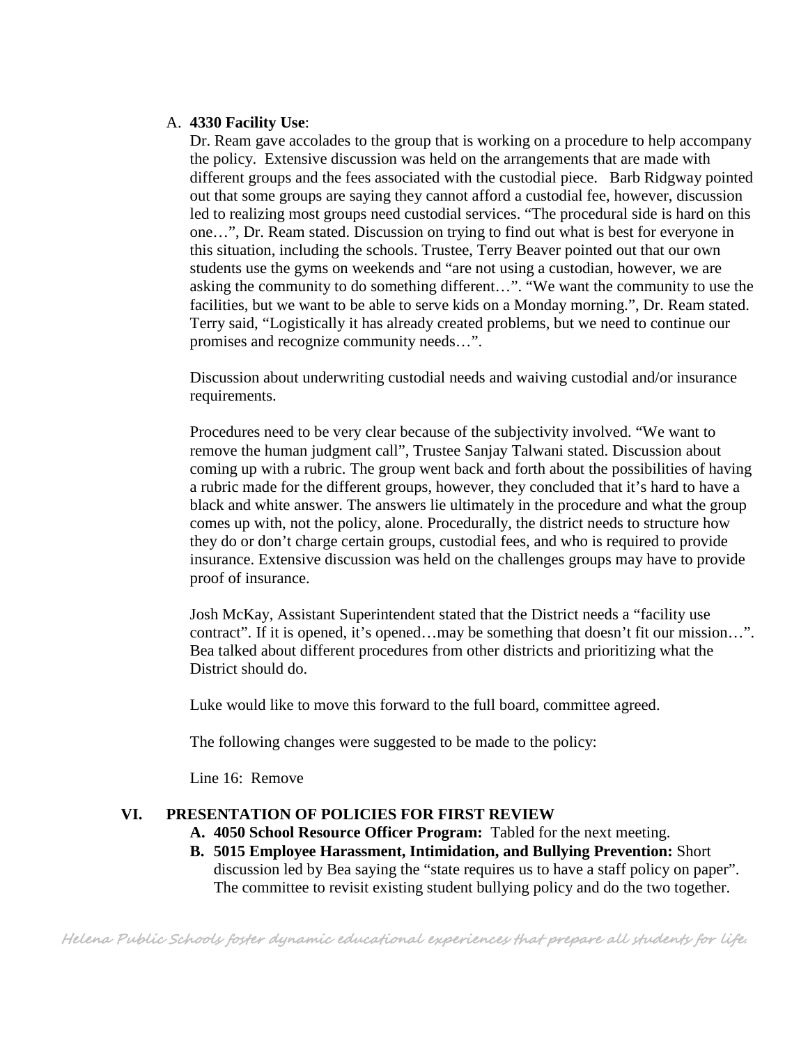A. **4330 Facility Use**:

Dr. Ream gave accolades to the group that is working on a procedure to help accompany the policy. Extensive discussion was held on the arrangements that are made with different groups and the fees associated with the custodial piece. Barb Ridgway pointed out that some groups are saying they cannot afford a custodial fee, however, discussion led to realizing most groups need custodial services. "The procedural side is hard on this one…", Dr. Ream stated. Discussion on trying to find out what is best for everyone in this situation, including the schools. Trustee, Terry Beaver pointed out that our own students use the gyms on weekends and "are not using a custodian, however, we are asking the community to do something different…". "We want the community to use the facilities, but we want to be able to serve kids on a Monday morning.", Dr. Ream stated. Terry said, "Logistically it has already created problems, but we need to continue our promises and recognize community needs…".

Discussion about underwriting custodial needs and waiving custodial and/or insurance requirements.

Procedures need to be very clear because of the subjectivity involved. "We want to remove the human judgment call", Trustee Sanjay Talwani stated. Discussion about coming up with a rubric. The group went back and forth about the possibilities of having a rubric made for the different groups, however, they concluded that it's hard to have a black and white answer. The answers lie ultimately in the procedure and what the group comes up with, not the policy, alone. Procedurally, the district needs to structure how they do or don't charge certain groups, custodial fees, and who is required to provide insurance. Extensive discussion was held on the challenges groups may have to provide proof of insurance.

Josh McKay, Assistant Superintendent stated that the District needs a "facility use contract". If it is opened, it's opened…may be something that doesn't fit our mission…". Bea talked about different procedures from other districts and prioritizing what the District should do.

Luke would like to move this forward to the full board, committee agreed.

The following changes were suggested to be made to the policy:

Line 16: Remove

## VI. PRESENTATION OF POLICIES FOR FIRST REVIEW

**A. 4050 School Resource Officer Program:** Tabled for the next meeting.

**B. 5015 Employee Harassment, Intimidation, and Bullying Prevention:** Short discussion led by Bea saying the "state requires us to have a staff policy on paper". The committee to revisit existing student bullying policy and do the two together.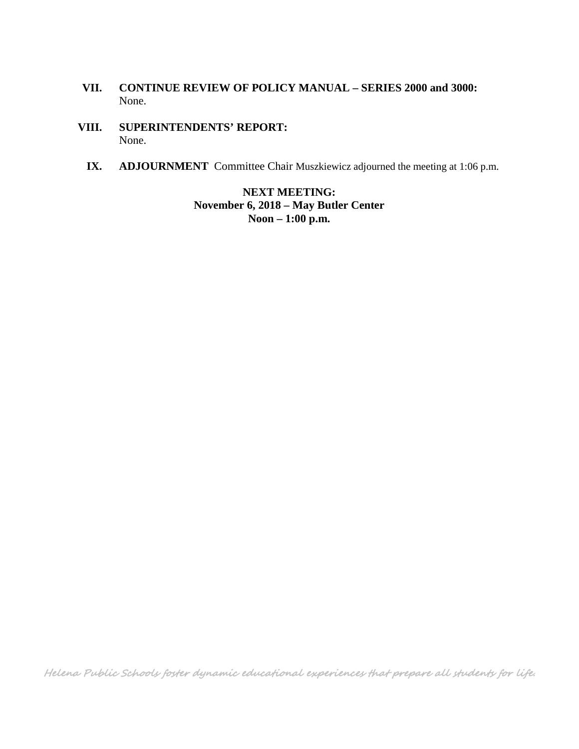**VII. CONTINUE REVIEW OF POLICY MANUAL – SERIES 2000 and 3000:**
None.

**VIII. SUPERINTENDENTS' REPORT:**
None.

**IX. ADJOURNMENT** Committee Chair Muszkiewicz adjourned the meeting at 1:06 p.m.

**NEXT MEETING:**
**November 6, 2018 – May Butler Center**
**Noon – 1:00 p.m.**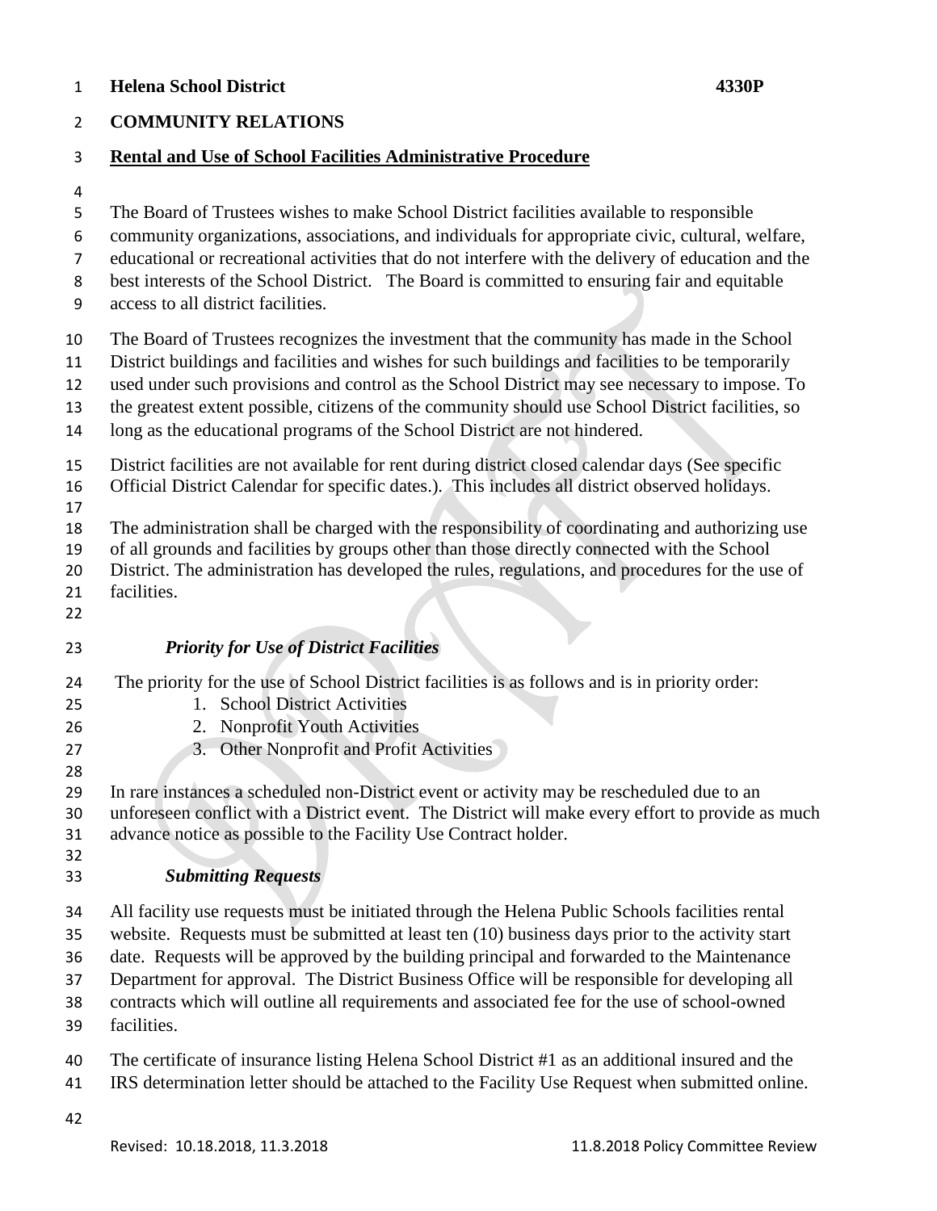**Helena School District** **4330P**

**COMMUNITY RELATIONS**

**Rental and Use of School Facilities Administrative Procedure**

The Board of Trustees wishes to make School District facilities available to responsible community organizations, associations, and individuals for appropriate civic, cultural, welfare, educational or recreational activities that do not interfere with the delivery of education and the best interests of the School District. The Board is committed to ensuring fair and equitable access to all district facilities.

The Board of Trustees recognizes the investment that the community has made in the School District buildings and facilities and wishes for such buildings and facilities to be temporarily used under such provisions and control as the School District may see necessary to impose. To the greatest extent possible, citizens of the community should use School District facilities, so long as the educational programs of the School District are not hindered.

District facilities are not available for rent during district closed calendar days (See specific Official District Calendar for specific dates.). This includes all district observed holidays.

The administration shall be charged with the responsibility of coordinating and authorizing use of all grounds and facilities by groups other than those directly connected with the School District. The administration has developed the rules, regulations, and procedures for the use of facilities.

***Priority for Use of District Facilities***

The priority for the use of School District facilities is as follows and is in priority order:

1. School District Activities
2. Nonprofit Youth Activities
3. Other Nonprofit and Profit Activities

In rare instances a scheduled non-District event or activity may be rescheduled due to an unforeseen conflict with a District event. The District will make every effort to provide as much advance notice as possible to the Facility Use Contract holder.

***Submitting Requests***

All facility use requests must be initiated through the Helena Public Schools facilities rental website. Requests must be submitted at least ten (10) business days prior to the activity start date. Requests will be approved by the building principal and forwarded to the Maintenance Department for approval. The District Business Office will be responsible for developing all contracts which will outline all requirements and associated fee for the use of school-owned facilities.

The certificate of insurance listing Helena School District #1 as an additional insured and the IRS determination letter should be attached to the Facility Use Request when submitted online.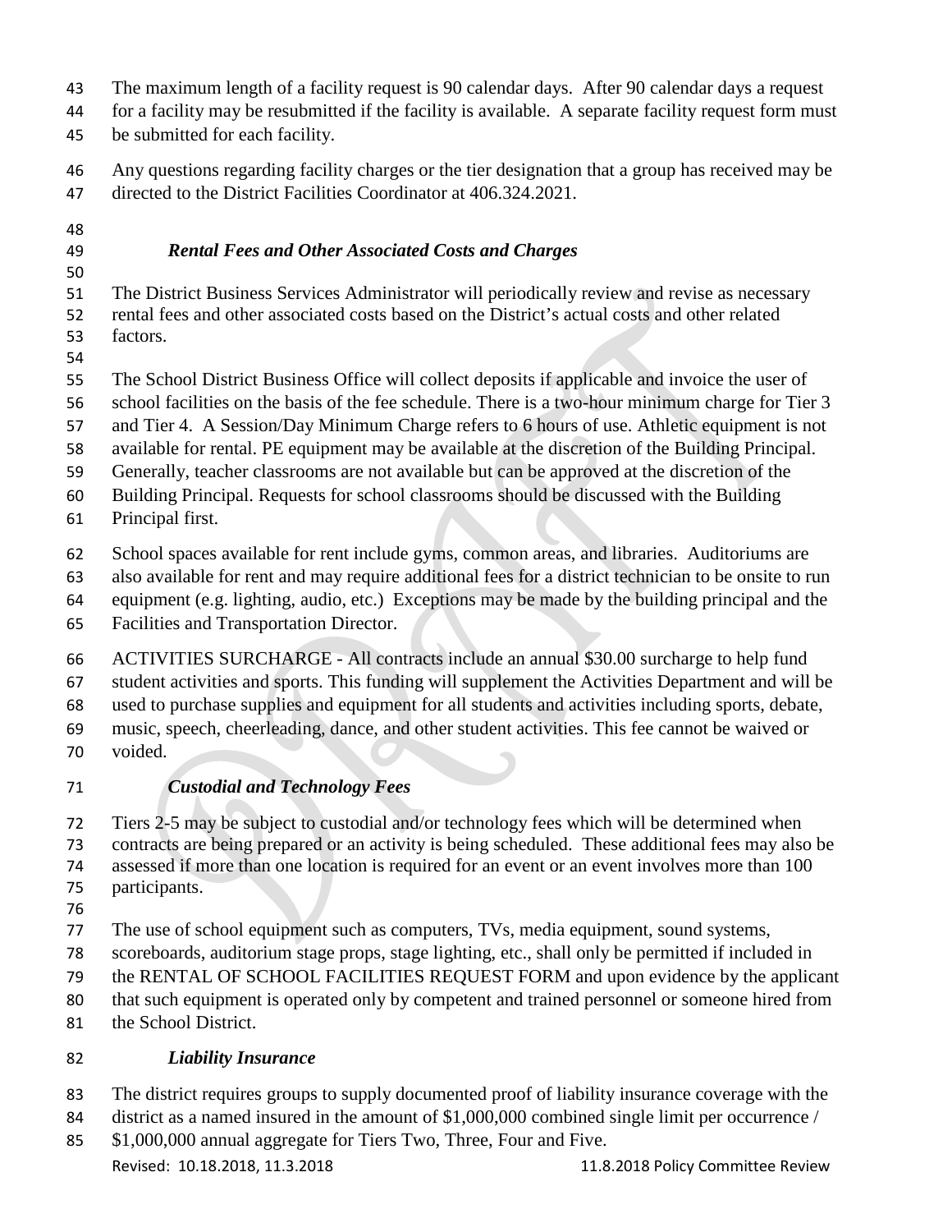The maximum length of a facility request is 90 calendar days. After 90 calendar days a request for a facility may be resubmitted if the facility is available. A separate facility request form must be submitted for each facility.

Any questions regarding facility charges or the tier designation that a group has received may be directed to the District Facilities Coordinator at 406.324.2021.

### *Rental Fees and Other Associated Costs and Charges*

The District Business Services Administrator will periodically review and revise as necessary rental fees and other associated costs based on the District's actual costs and other related factors.

The School District Business Office will collect deposits if applicable and invoice the user of school facilities on the basis of the fee schedule. There is a two-hour minimum charge for Tier 3 and Tier 4. A Session/Day Minimum Charge refers to 6 hours of use. Athletic equipment is not available for rental. PE equipment may be available at the discretion of the Building Principal. Generally, teacher classrooms are not available but can be approved at the discretion of the Building Principal. Requests for school classrooms should be discussed with the Building Principal first.

School spaces available for rent include gyms, common areas, and libraries. Auditoriums are also available for rent and may require additional fees for a district technician to be onsite to run equipment (e.g. lighting, audio, etc.) Exceptions may be made by the building principal and the Facilities and Transportation Director.

ACTIVITIES SURCHARGE - All contracts include an annual $30.00 surcharge to help fund student activities and sports. This funding will supplement the Activities Department and will be used to purchase supplies and equipment for all students and activities including sports, debate, music, speech, cheerleading, dance, and other student activities. This fee cannot be waived or voided.

### *Custodial and Technology Fees*

Tiers 2-5 may be subject to custodial and/or technology fees which will be determined when contracts are being prepared or an activity is being scheduled. These additional fees may also be assessed if more than one location is required for an event or an event involves more than 100 participants.

The use of school equipment such as computers, TVs, media equipment, sound systems, scoreboards, auditorium stage props, stage lighting, etc., shall only be permitted if included in the RENTAL OF SCHOOL FACILITIES REQUEST FORM and upon evidence by the applicant that such equipment is operated only by competent and trained personnel or someone hired from the School District.

### *Liability Insurance*

The district requires groups to supply documented proof of liability insurance coverage with the district as a named insured in the amount of $1,000,000 combined single limit per occurrence / $1,000,000 annual aggregate for Tiers Two, Three, Four and Five.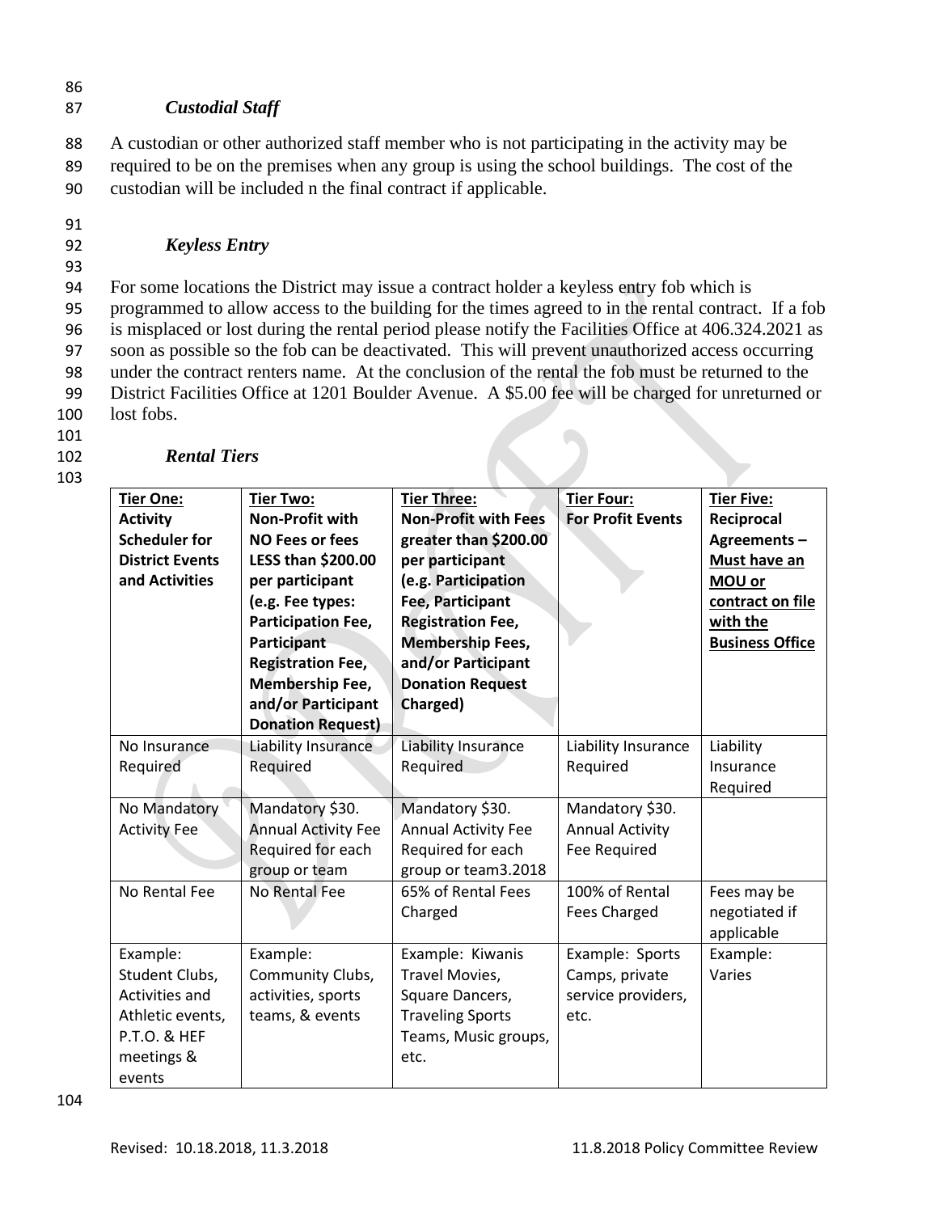### *Custodial Staff*

A custodian or other authorized staff member who is not participating in the activity may be required to be on the premises when any group is using the school buildings. The cost of the custodian will be included n the final contract if applicable.

### *Keyless Entry*

For some locations the District may issue a contract holder a keyless entry fob which is programmed to allow access to the building for the times agreed to in the rental contract. If a fob is misplaced or lost during the rental period please notify the Facilities Office at 406.324.2021 as soon as possible so the fob can be deactivated. This will prevent unauthorized access occurring under the contract renters name. At the conclusion of the rental the fob must be returned to the District Facilities Office at 1201 Boulder Avenue. A $5.00 fee will be charged for unreturned or lost fobs.

### *Rental Tiers*

| **Tier One: Activity Scheduler for District Events and Activities** | **Tier Two: Non-Profit with NO Fees or fees LESS than $200.00 per participant (e.g. Fee types: Participation Fee, Participant Registration Fee, Membership Fee, and/or Participant Donation Request)** | **Tier Three: Non-Profit with Fees greater than $200.00 per participant (e.g. Participation Fee, Participant Registration Fee, Membership Fees, and/or Participant Donation Request Charged)** | **Tier Four: For Profit Events** | **Tier Five: Reciprocal Agreements – Must have an MOU or contract on file with the Business Office** |
|---|---|---|---|---|
| No Insurance Required | Liability Insurance Required | Liability Insurance Required | Liability Insurance Required | Liability Insurance Required |
| No Mandatory Activity Fee | Mandatory $30. Annual Activity Fee Required for each group or team | Mandatory $30. Annual Activity Fee Required for each group or team3.2018 | Mandatory $30. Annual Activity Fee Required | |
| No Rental Fee | No Rental Fee | 65% of Rental Fees Charged | 100% of Rental Fees Charged | Fees may be negotiated if applicable |
| Example: Student Clubs, Activities and Athletic events, P.T.O. & HEF meetings & events | Example: Community Clubs, activities, sports teams, & events | Example: Kiwanis Travel Movies, Square Dancers, Traveling Sports Teams, Music groups, etc. | Example: Sports Camps, private service providers, etc. | Example: Varies |

Revised: 10.18.2018, 11.3.2018 11.8.2018 Policy Committee Review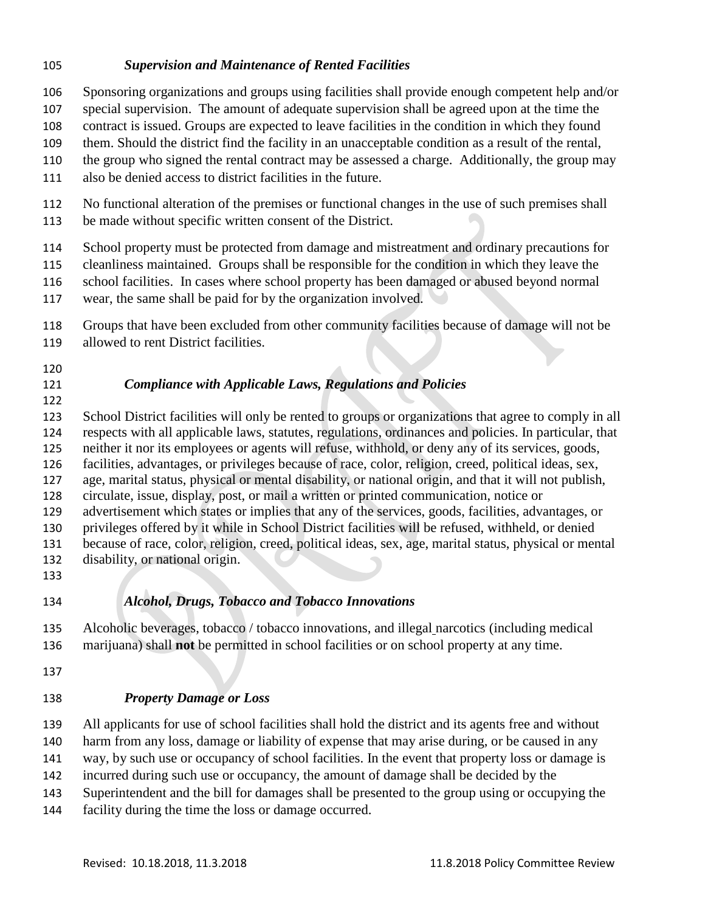### *Supervision and Maintenance of Rented Facilities*

Sponsoring organizations and groups using facilities shall provide enough competent help and/or special supervision. The amount of adequate supervision shall be agreed upon at the time the contract is issued. Groups are expected to leave facilities in the condition in which they found them. Should the district find the facility in an unacceptable condition as a result of the rental, the group who signed the rental contract may be assessed a charge. Additionally, the group may also be denied access to district facilities in the future.

No functional alteration of the premises or functional changes in the use of such premises shall be made without specific written consent of the District.

School property must be protected from damage and mistreatment and ordinary precautions for cleanliness maintained. Groups shall be responsible for the condition in which they leave the school facilities. In cases where school property has been damaged or abused beyond normal wear, the same shall be paid for by the organization involved.

Groups that have been excluded from other community facilities because of damage will not be allowed to rent District facilities.

### *Compliance with Applicable Laws, Regulations and Policies*

School District facilities will only be rented to groups or organizations that agree to comply in all respects with all applicable laws, statutes, regulations, ordinances and policies. In particular, that neither it nor its employees or agents will refuse, withhold, or deny any of its services, goods, facilities, advantages, or privileges because of race, color, religion, creed, political ideas, sex, age, marital status, physical or mental disability, or national origin, and that it will not publish, circulate, issue, display, post, or mail a written or printed communication, notice or advertisement which states or implies that any of the services, goods, facilities, advantages, or privileges offered by it while in School District facilities will be refused, withheld, or denied because of race, color, religion, creed, political ideas, sex, age, marital status, physical or mental disability, or national origin.

### *Alcohol, Drugs, Tobacco and Tobacco Innovations*

Alcoholic beverages, tobacco / tobacco innovations, and illegal narcotics (including medical marijuana) shall **not** be permitted in school facilities or on school property at any time.

### *Property Damage or Loss*

All applicants for use of school facilities shall hold the district and its agents free and without harm from any loss, damage or liability of expense that may arise during, or be caused in any way, by such use or occupancy of school facilities. In the event that property loss or damage is incurred during such use or occupancy, the amount of damage shall be decided by the Superintendent and the bill for damages shall be presented to the group using or occupying the facility during the time the loss or damage occurred.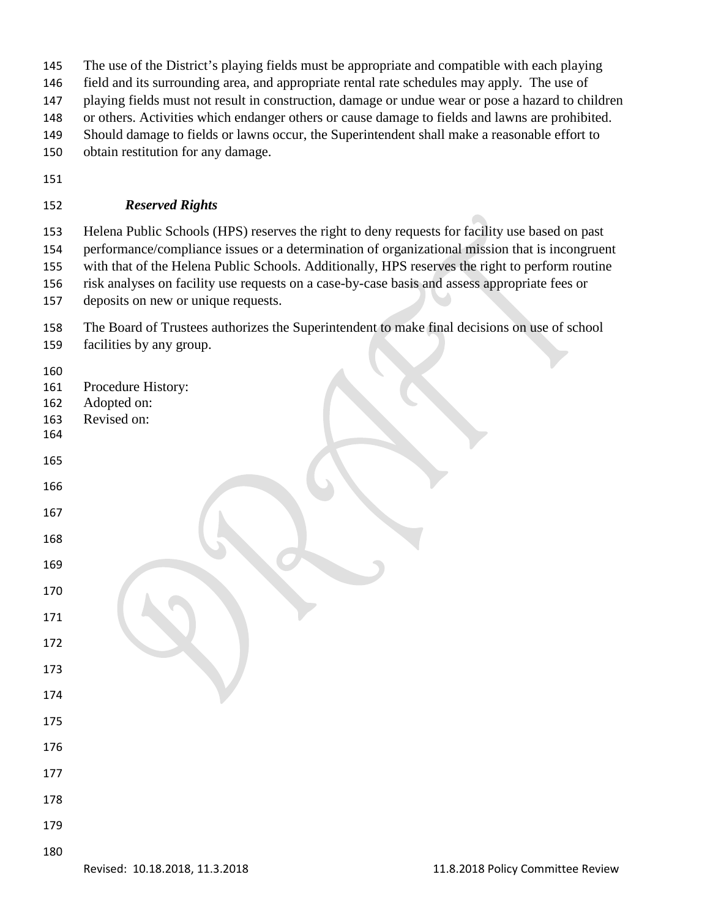The use of the District's playing fields must be appropriate and compatible with each playing field and its surrounding area, and appropriate rental rate schedules may apply. The use of playing fields must not result in construction, damage or undue wear or pose a hazard to children or others. Activities which endanger others or cause damage to fields and lawns are prohibited. Should damage to fields or lawns occur, the Superintendent shall make a reasonable effort to obtain restitution for any damage.

***Reserved Rights***

Helena Public Schools (HPS) reserves the right to deny requests for facility use based on past performance/compliance issues or a determination of organizational mission that is incongruent with that of the Helena Public Schools. Additionally, HPS reserves the right to perform routine risk analyses on facility use requests on a case-by-case basis and assess appropriate fees or deposits on new or unique requests.

The Board of Trustees authorizes the Superintendent to make final decisions on use of school facilities by any group.

Procedure History:
Adopted on:
Revised on: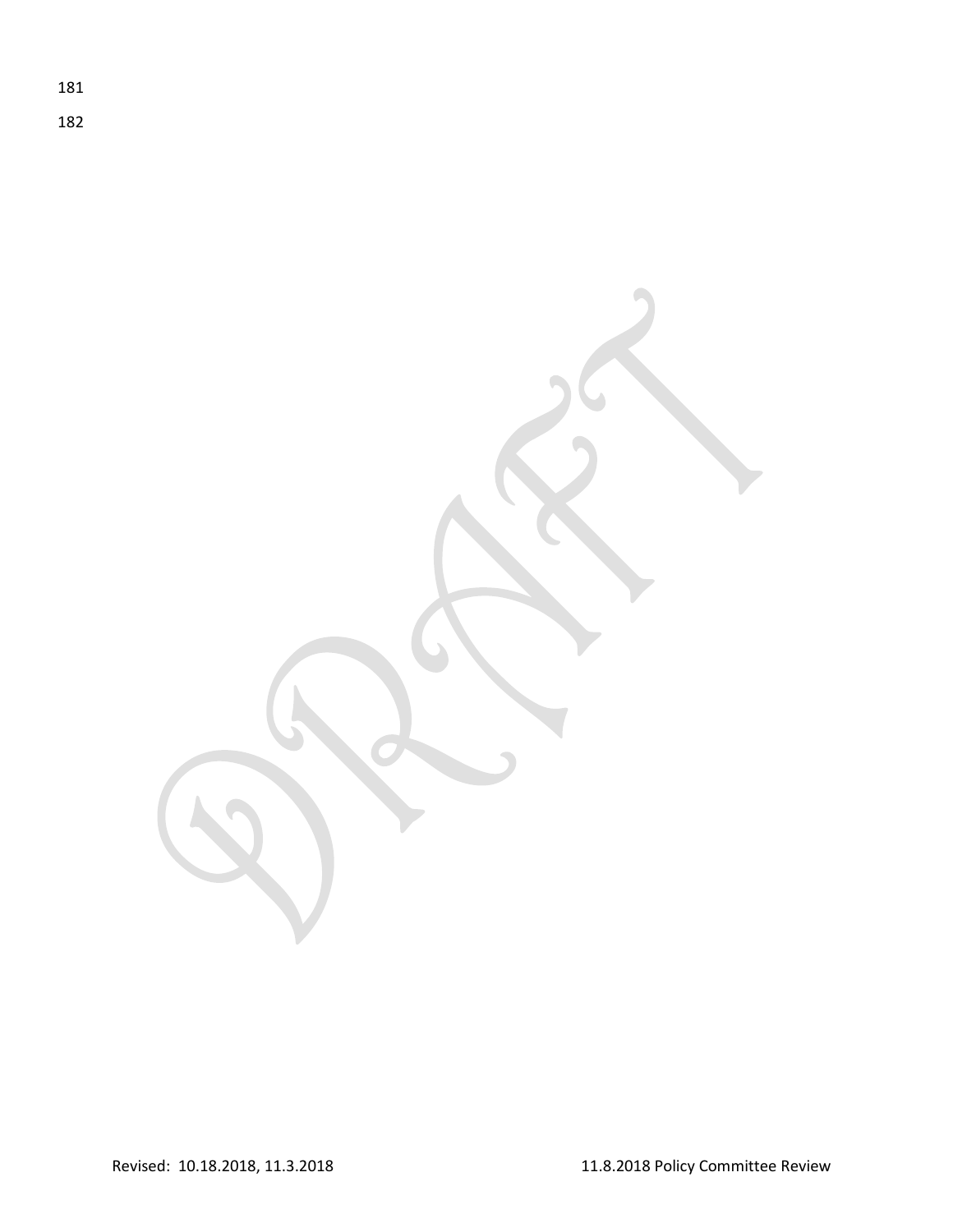181

182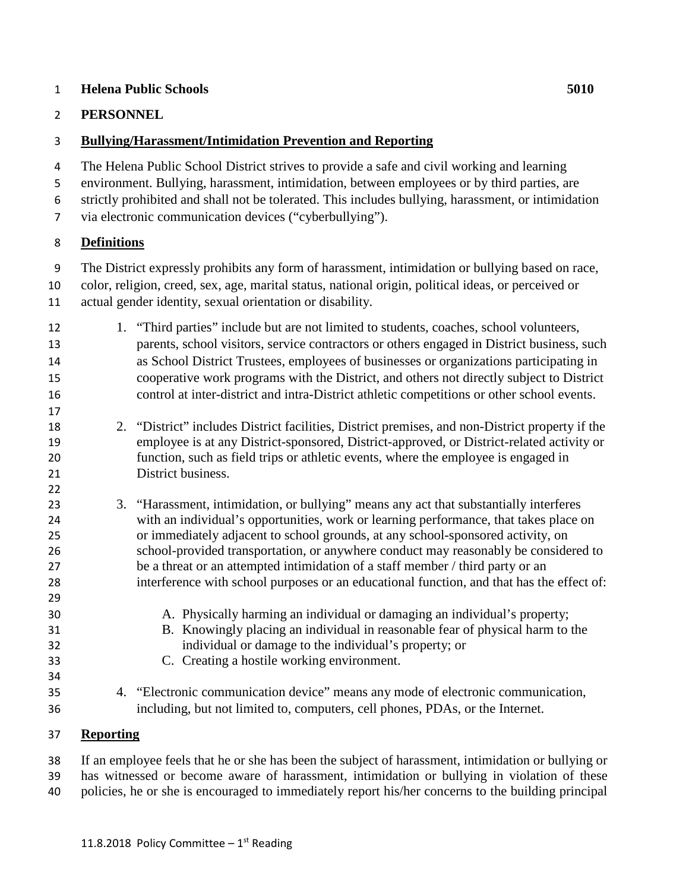**Helena Public Schools** **5010**

**PERSONNEL**

## Bullying/Harassment/Intimidation Prevention and Reporting

The Helena Public School District strives to provide a safe and civil working and learning environment. Bullying, harassment, intimidation, between employees or by third parties, are strictly prohibited and shall not be tolerated. This includes bullying, harassment, or intimidation via electronic communication devices ("cyberbullying").

## Definitions

The District expressly prohibits any form of harassment, intimidation or bullying based on race, color, religion, creed, sex, age, marital status, national origin, political ideas, or perceived or actual gender identity, sexual orientation or disability.

1. "Third parties" include but are not limited to students, coaches, school volunteers, parents, school visitors, service contractors or others engaged in District business, such as School District Trustees, employees of businesses or organizations participating in cooperative work programs with the District, and others not directly subject to District control at inter-district and intra-District athletic competitions or other school events.

2. "District" includes District facilities, District premises, and non-District property if the employee is at any District-sponsored, District-approved, or District-related activity or function, such as field trips or athletic events, where the employee is engaged in District business.

3. "Harassment, intimidation, or bullying" means any act that substantially interferes with an individual's opportunities, work or learning performance, that takes place on or immediately adjacent to school grounds, at any school-sponsored activity, on school-provided transportation, or anywhere conduct may reasonably be considered to be a threat or an attempted intimidation of a staff member / third party or an interference with school purposes or an educational function, and that has the effect of:

   A. Physically harming an individual or damaging an individual's property;
   B. Knowingly placing an individual in reasonable fear of physical harm to the individual or damage to the individual's property; or
   C. Creating a hostile working environment.

4. "Electronic communication device" means any mode of electronic communication, including, but not limited to, computers, cell phones, PDAs, or the Internet.

## Reporting

If an employee feels that he or she has been the subject of harassment, intimidation or bullying or has witnessed or become aware of harassment, intimidation or bullying in violation of these policies, he or she is encouraged to immediately report his/her concerns to the building principal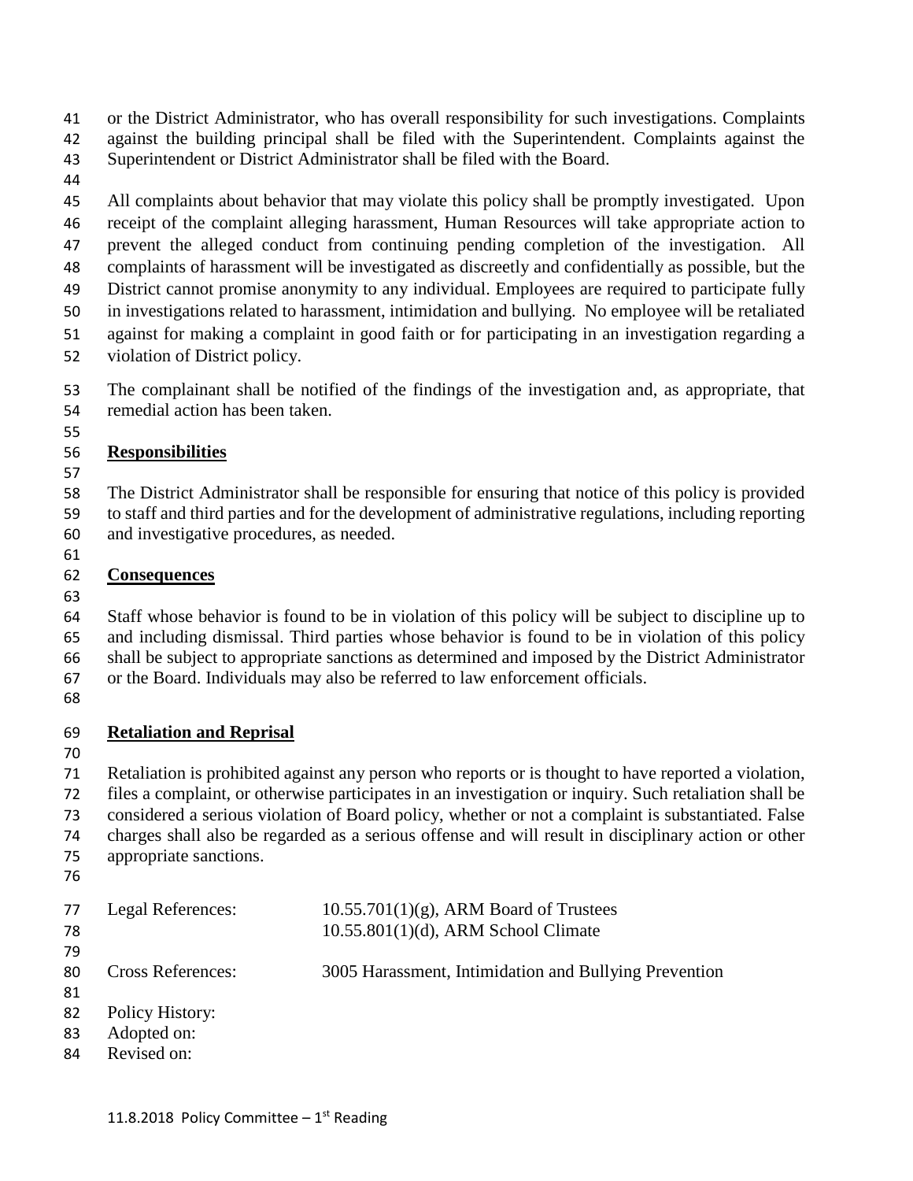or the District Administrator, who has overall responsibility for such investigations. Complaints against the building principal shall be filed with the Superintendent. Complaints against the Superintendent or District Administrator shall be filed with the Board.

All complaints about behavior that may violate this policy shall be promptly investigated. Upon receipt of the complaint alleging harassment, Human Resources will take appropriate action to prevent the alleged conduct from continuing pending completion of the investigation. All complaints of harassment will be investigated as discreetly and confidentially as possible, but the District cannot promise anonymity to any individual. Employees are required to participate fully in investigations related to harassment, intimidation and bullying. No employee will be retaliated against for making a complaint in good faith or for participating in an investigation regarding a violation of District policy.

The complainant shall be notified of the findings of the investigation and, as appropriate, that remedial action has been taken.

**Responsibilities**

The District Administrator shall be responsible for ensuring that notice of this policy is provided to staff and third parties and for the development of administrative regulations, including reporting and investigative procedures, as needed.

**Consequences**

Staff whose behavior is found to be in violation of this policy will be subject to discipline up to and including dismissal. Third parties whose behavior is found to be in violation of this policy shall be subject to appropriate sanctions as determined and imposed by the District Administrator or the Board. Individuals may also be referred to law enforcement officials.

**Retaliation and Reprisal**

Retaliation is prohibited against any person who reports or is thought to have reported a violation, files a complaint, or otherwise participates in an investigation or inquiry. Such retaliation shall be considered a serious violation of Board policy, whether or not a complaint is substantiated. False charges shall also be regarded as a serious offense and will result in disciplinary action or other appropriate sanctions.

Legal References: 10.55.701(1)(g), ARM Board of Trustees
10.55.801(1)(d), ARM School Climate

Cross References: 3005 Harassment, Intimidation and Bullying Prevention

Policy History:
Adopted on:
Revised on:

11.8.2018 Policy Committee – 1st Reading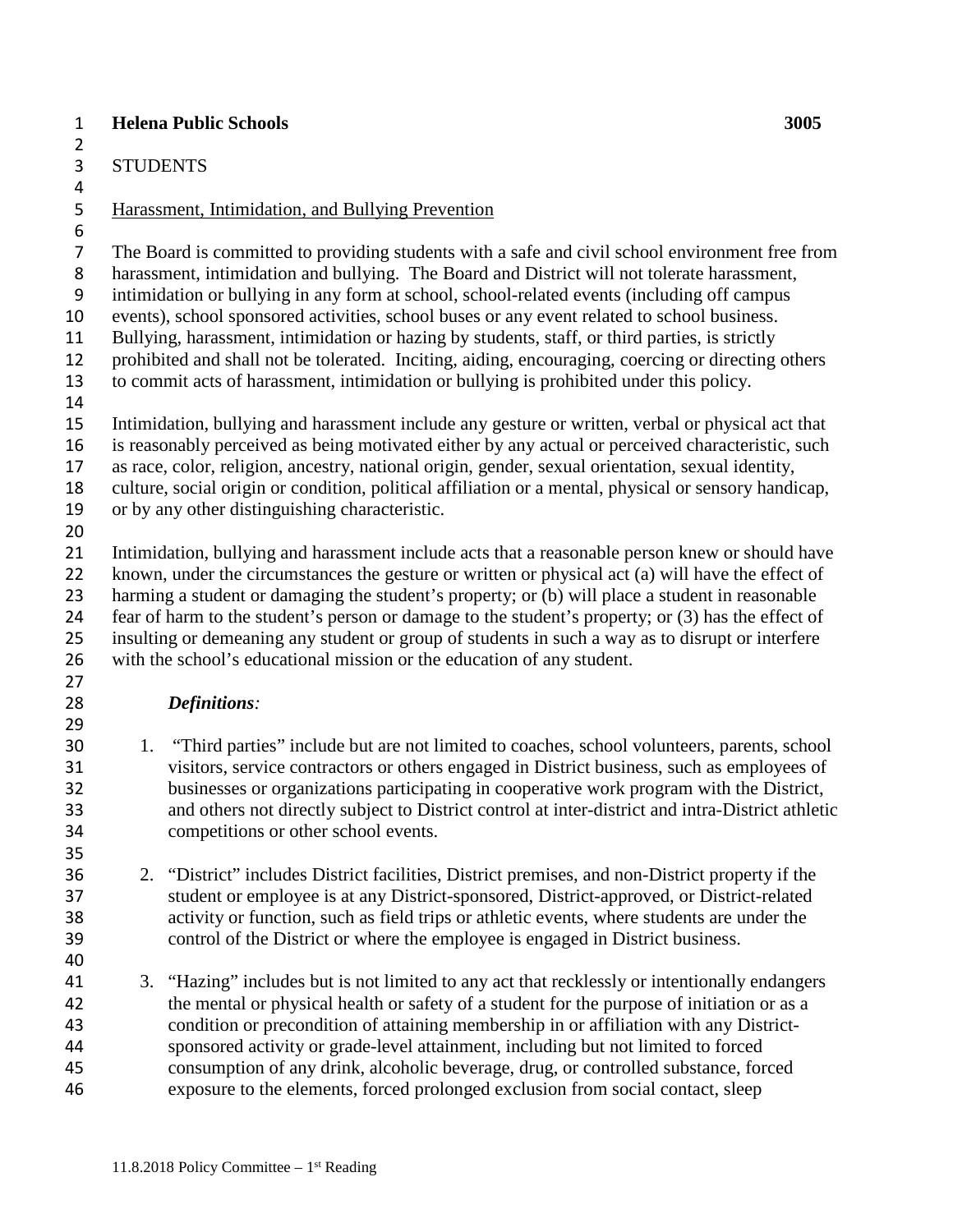**Helena Public Schools** **3005**

STUDENTS

Harassment, Intimidation, and Bullying Prevention

The Board is committed to providing students with a safe and civil school environment free from harassment, intimidation and bullying. The Board and District will not tolerate harassment, intimidation or bullying in any form at school, school-related events (including off campus events), school sponsored activities, school buses or any event related to school business. Bullying, harassment, intimidation or hazing by students, staff, or third parties, is strictly prohibited and shall not be tolerated. Inciting, aiding, encouraging, coercing or directing others to commit acts of harassment, intimidation or bullying is prohibited under this policy.

Intimidation, bullying and harassment include any gesture or written, verbal or physical act that is reasonably perceived as being motivated either by any actual or perceived characteristic, such as race, color, religion, ancestry, national origin, gender, sexual orientation, sexual identity, culture, social origin or condition, political affiliation or a mental, physical or sensory handicap, or by any other distinguishing characteristic.

Intimidation, bullying and harassment include acts that a reasonable person knew or should have known, under the circumstances the gesture or written or physical act (a) will have the effect of harming a student or damaging the student's property; or (b) will place a student in reasonable fear of harm to the student's person or damage to the student's property; or (3) has the effect of insulting or demeaning any student or group of students in such a way as to disrupt or interfere with the school's educational mission or the education of any student.

***Definitions:***

1. "Third parties" include but are not limited to coaches, school volunteers, parents, school visitors, service contractors or others engaged in District business, such as employees of businesses or organizations participating in cooperative work program with the District, and others not directly subject to District control at inter-district and intra-District athletic competitions or other school events.

2. "District" includes District facilities, District premises, and non-District property if the student or employee is at any District-sponsored, District-approved, or District-related activity or function, such as field trips or athletic events, where students are under the control of the District or where the employee is engaged in District business.

3. "Hazing" includes but is not limited to any act that recklessly or intentionally endangers the mental or physical health or safety of a student for the purpose of initiation or as a condition or precondition of attaining membership in or affiliation with any District-sponsored activity or grade-level attainment, including but not limited to forced consumption of any drink, alcoholic beverage, drug, or controlled substance, forced exposure to the elements, forced prolonged exclusion from social contact, sleep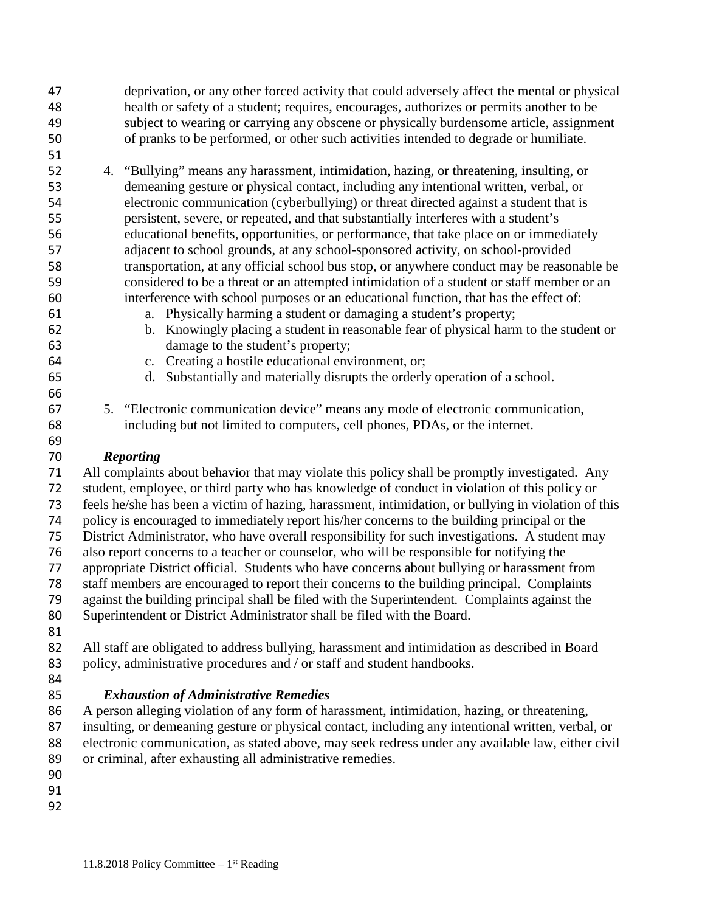deprivation, or any other forced activity that could adversely affect the mental or physical health or safety of a student; requires, encourages, authorizes or permits another to be subject to wearing or carrying any obscene or physically burdensome article, assignment of pranks to be performed, or other such activities intended to degrade or humiliate.

4. "Bullying" means any harassment, intimidation, hazing, or threatening, insulting, or demeaning gesture or physical contact, including any intentional written, verbal, or electronic communication (cyberbullying) or threat directed against a student that is persistent, severe, or repeated, and that substantially interferes with a student's educational benefits, opportunities, or performance, that take place on or immediately adjacent to school grounds, at any school-sponsored activity, on school-provided transportation, at any official school bus stop, or anywhere conduct may be reasonable be considered to be a threat or an attempted intimidation of a student or staff member or an interference with school purposes or an educational function, that has the effect of:
   a. Physically harming a student or damaging a student's property;
   b. Knowingly placing a student in reasonable fear of physical harm to the student or damage to the student's property;
   c. Creating a hostile educational environment, or;
   d. Substantially and materially disrupts the orderly operation of a school.

5. "Electronic communication device" means any mode of electronic communication, including but not limited to computers, cell phones, PDAs, or the internet.

***Reporting***

All complaints about behavior that may violate this policy shall be promptly investigated. Any student, employee, or third party who has knowledge of conduct in violation of this policy or feels he/she has been a victim of hazing, harassment, intimidation, or bullying in violation of this policy is encouraged to immediately report his/her concerns to the building principal or the District Administrator, who have overall responsibility for such investigations. A student may also report concerns to a teacher or counselor, who will be responsible for notifying the appropriate District official. Students who have concerns about bullying or harassment from staff members are encouraged to report their concerns to the building principal. Complaints against the building principal shall be filed with the Superintendent. Complaints against the Superintendent or District Administrator shall be filed with the Board.

All staff are obligated to address bullying, harassment and intimidation as described in Board policy, administrative procedures and / or staff and student handbooks.

***Exhaustion of Administrative Remedies***

A person alleging violation of any form of harassment, intimidation, hazing, or threatening, insulting, or demeaning gesture or physical contact, including any intentional written, verbal, or electronic communication, as stated above, may seek redress under any available law, either civil or criminal, after exhausting all administrative remedies.

11.8.2018 Policy Committee – 1st Reading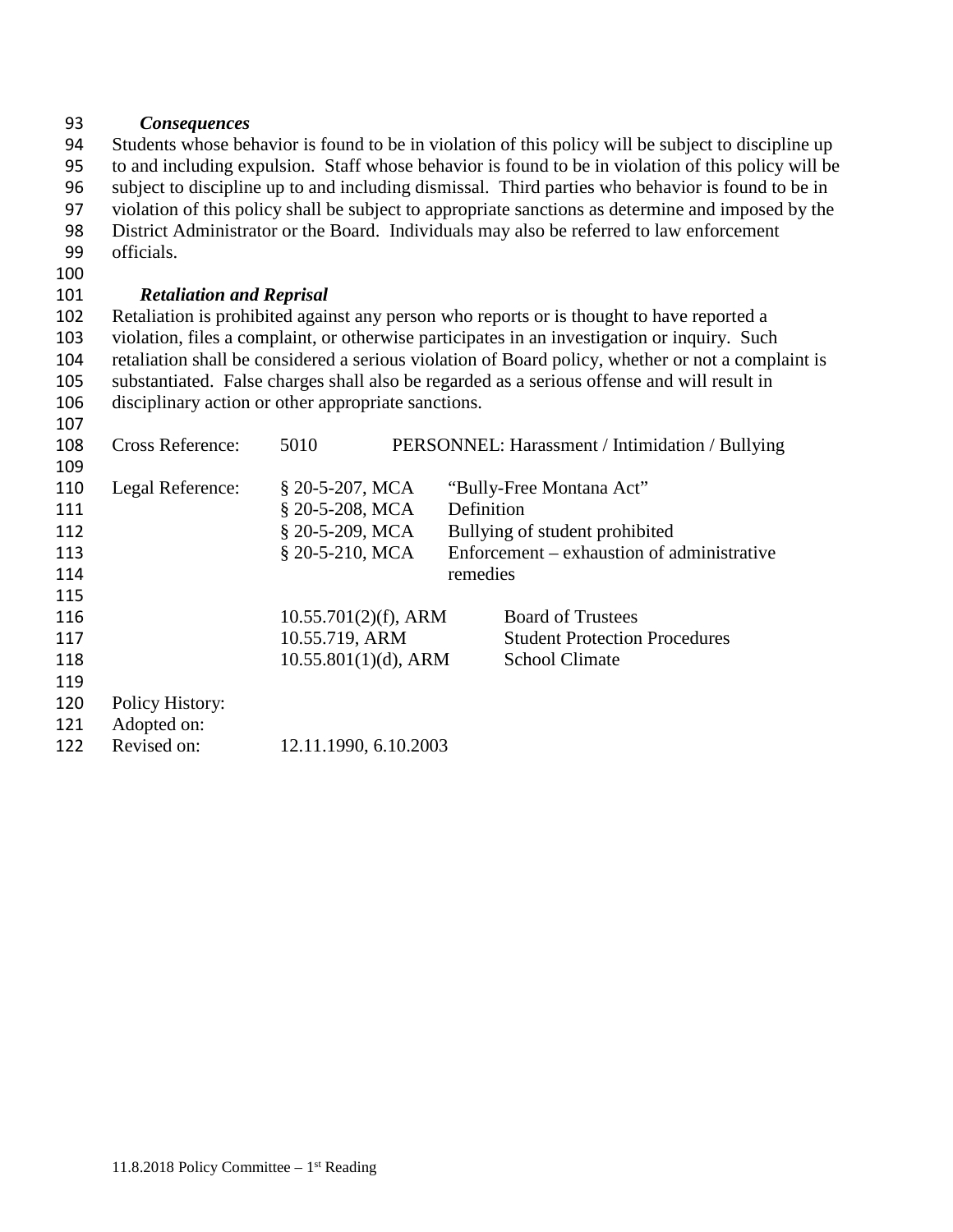***Consequences***

Students whose behavior is found to be in violation of this policy will be subject to discipline up to and including expulsion. Staff whose behavior is found to be in violation of this policy will be subject to discipline up to and including dismissal. Third parties who behavior is found to be in violation of this policy shall be subject to appropriate sanctions as determine and imposed by the District Administrator or the Board. Individuals may also be referred to law enforcement officials.

***Retaliation and Reprisal***

Retaliation is prohibited against any person who reports or is thought to have reported a violation, files a complaint, or otherwise participates in an investigation or inquiry. Such retaliation shall be considered a serious violation of Board policy, whether or not a complaint is substantiated. False charges shall also be regarded as a serious offense and will result in disciplinary action or other appropriate sanctions.

| | | |
|---|---|---|
| Cross Reference: | 5010 | PERSONNEL: Harassment / Intimidation / Bullying |
| | | |
| Legal Reference: | § 20-5-207, MCA | "Bully-Free Montana Act" |
| | § 20-5-208, MCA | Definition |
| | § 20-5-209, MCA | Bullying of student prohibited |
| | § 20-5-210, MCA | Enforcement – exhaustion of administrative remedies |
| | | |
| | 10.55.701(2)(f), ARM | Board of Trustees |
| | 10.55.719, ARM | Student Protection Procedures |
| | 10.55.801(1)(d), ARM | School Climate |

Policy History:
Adopted on:
Revised on: 12.11.1990, 6.10.2003

11.8.2018 Policy Committee – 1st Reading